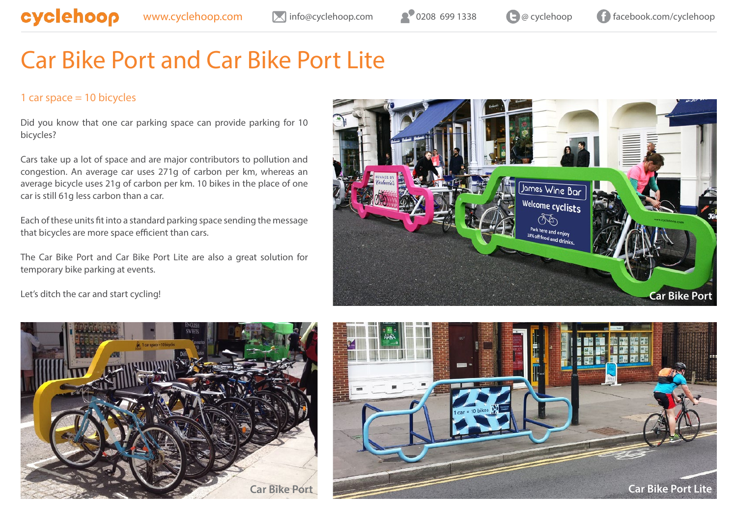cyclehoop www.cyclehoop.com info@cyclehoop.com 0208 699 1338 @ cyclehoop facebook.com/cyclehoop

# Car Bike Port and Car Bike Port Lite

## 1 car space = 10 bicycles

Did you know that one car parking space can provide parking for 10 bicycles?

Cars take up a lot of space and are major contributors to pollution and congestion. An average car uses 271g of carbon per km, whereas an average bicycle uses 21g of carbon per km. 10 bikes in the place of one car is still 61g less carbon than a car.

Each of these units fit into a standard parking space sending the message that bicycles are more space efficient than cars.

The Car Bike Port and Car Bike Port Lite are also a great solution for temporary bike parking at events.

Let's ditch the car and start cycling!

Car Bike Port

Car Bike Port

Car Bike Port Lite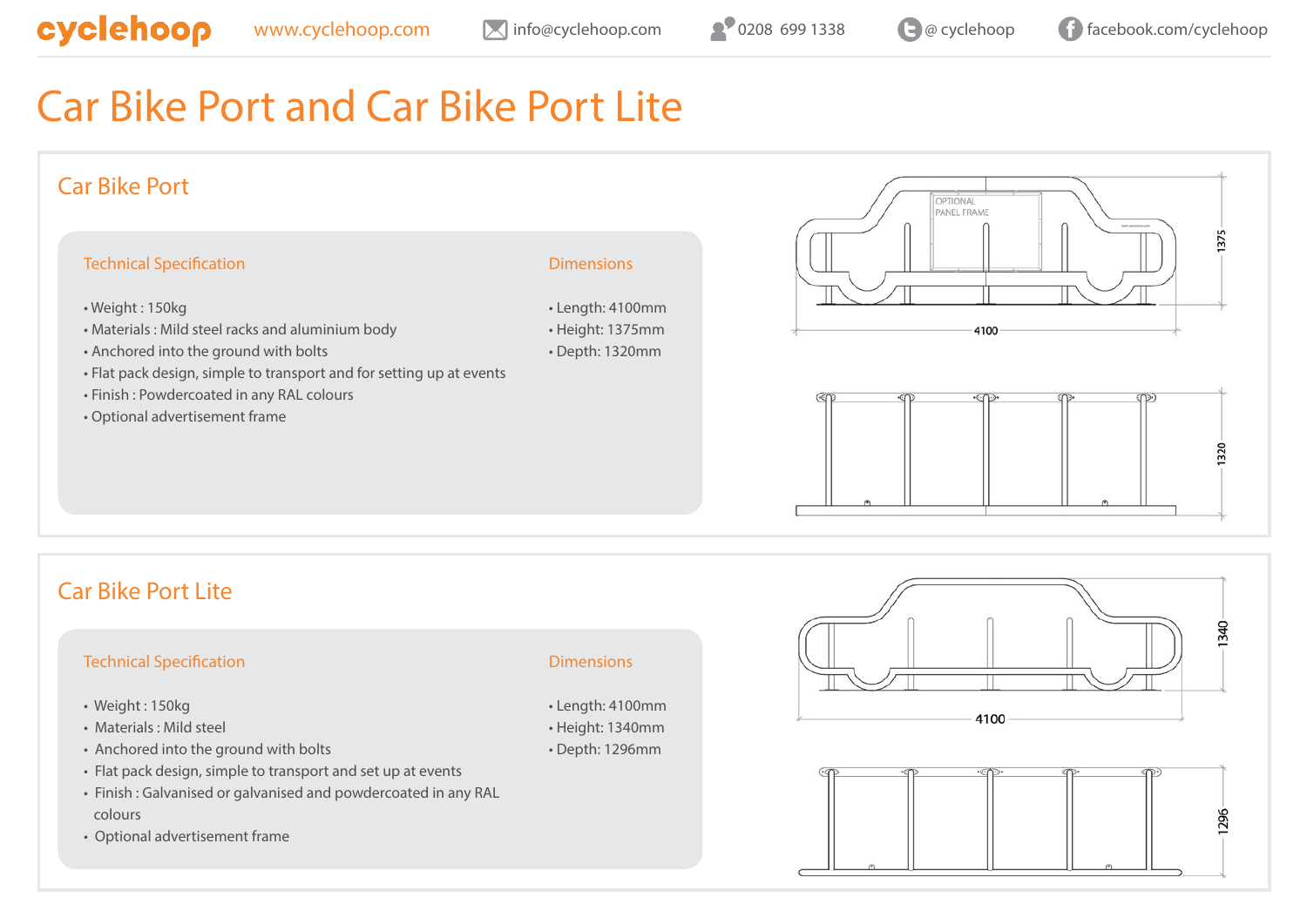cyclehoop www.cyclehoop.com info@cyclehoop.com 0208 699 1338 @ cyclehoop facebook.com/cyclehoop

# Car Bike Port and Car Bike Port Lite

## Car Bike Port

### Technical Specification

- Weight : 150kg
- Materials : Mild steel racks and aluminium body
- Anchored into the ground with bolts
- Flat pack design, simple to transport and for setting up at events
- Finish : Powdercoated in any RAL colours
- Optional advertisement frame

### Dimensions

- Length: 4100mm
- Height: 1375mm
- Depth: 1320mm

OPTIONAL PANEL FRAME

4100

1375

1320

## Car Bike Port Lite

### Technical Specification

- Weight : 150kg
- Materials : Mild steel
- Anchored into the ground with bolts
- Flat pack design, simple to transport and set up at events
- Finish : Galvanised or galvanised and powdercoated in any RAL colours
- Optional advertisement frame

### Dimensions

- Length: 4100mm
- Height: 1340mm
- Depth: 1296mm

4100

1340

1296